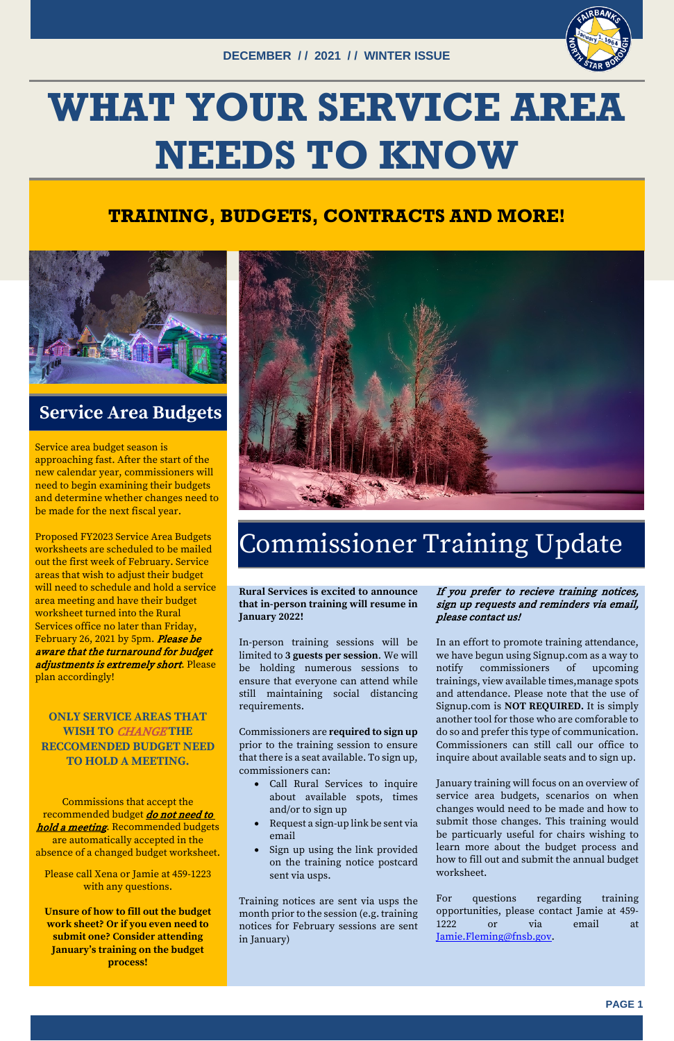DECEMBER // 2021 // WINTER ISSUE

# WHAT YOUR SERVICE AREA NEEDS TO KNOW

## TRAINING, BUDGETS, CONTRACTS AND MORE!

## Service Area Budgets

Service area budget season is approaching fast. After the start of the new calendar year, commissioners will need to begin examining their budgets and determine whether changes need to be made for the next fiscal year.

Proposed FY2023 Service Area Budgets worksheets are scheduled to be mailed out the first week of February. Service areas that wish to adjust their budget will need to schedule and hold a service area meeting and have their budget worksheet turned into the Rural Services office no later than Friday, February 26, 2021 by 5pm. ***Please be aware that the turnaround for budget adjustments is extremely short.*** Please plan accordingly!

**ONLY SERVICE AREAS THAT WISH TO *CHANGE* THE RECCOMENDED BUDGET NEED TO HOLD A MEETING.**

Commissions that accept the recommended budget ***do not need to hold a meeting***. Recommended budgets are automatically accepted in the absence of a changed budget worksheet.

Please call Xena or Jamie at 459-1223 with any questions.

**Unsure of how to fill out the budget work sheet? Or if you even need to submit one? Consider attending January's training on the budget process!**

## Commissioner Training Update

**Rural Services is excited to announce that in-person training will resume in January 2022!**

In-person training sessions will be limited to **3 guests per session**. We will be holding numerous sessions to ensure that everyone can attend while still maintaining social distancing requirements.

Commissioners are **required to sign up** prior to the training session to ensure that there is a seat available. To sign up, commissioners can:

- Call Rural Services to inquire about available spots, times and/or to sign up
- Request a sign-up link be sent via email
- Sign up using the link provided on the training notice postcard sent via usps.

Training notices are sent via usps the month prior to the session (e.g. training notices for February sessions are sent in January)

***If you prefer to recieve training notices, sign up requests and reminders via email, please contact us!***

In an effort to promote training attendance, we have begun using Signup.com as a way to notify commissioners of upcoming trainings, view available times,manage spots and attendance. Please note that the use of Signup.com is **NOT REQUIRED.** It is simply another tool for those who are comforable to do so and prefer this type of communication. Commissioners can still call our office to inquire about available seats and to sign up.

January training will focus on an overview of service area budgets, scenarios on when changes would need to be made and how to submit those changes. This training would be particuarly useful for chairs wishing to learn more about the budget process and how to fill out and submit the annual budget worksheet.

For questions regarding training opportunities, please contact Jamie at 459-1222 or via email at Jamie.Fleming@fnsb.gov.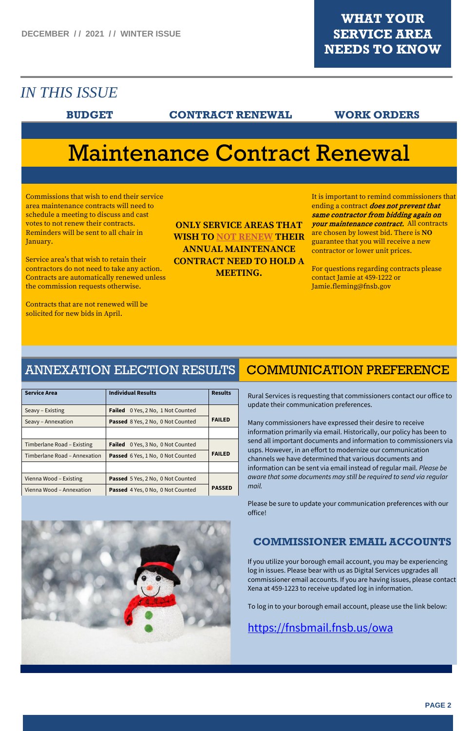DECEMBER // 2021 // WINTER ISSUE

# WHAT YOUR SERVICE AREA NEEDS TO KNOW

## *IN THIS ISSUE*

**BUDGET** **CONTRACT RENEWAL** **WORK ORDERS**

# Maintenance Contract Renewal

Commissions that wish to end their service area maintenance contracts will need to schedule a meeting to discuss and cast votes to not renew their contracts. Reminders will be sent to all chair in January.

Service area's that wish to retain their contractors do not need to take any action. Contracts are automatically renewed unless the commission requests otherwise.

Contracts that are not renewed will be solicited for new bids in April.

**ONLY SERVICE AREAS THAT WISH TO NOT RENEW THEIR ANNUAL MAINTENANCE CONTRACT NEED TO HOLD A MEETING.**

It is important to remind commissioners that ending a contract ***does not prevent that same contractor from bidding again on your maintenance contract.*** All contracts are chosen by lowest bid. There is **NO** guarantee that you will receive a new contractor or lower unit prices.

For questions regarding contracts please contact Jamie at 459-1222 or Jamie.fleming@fnsb.gov

## ANNEXATION ELECTION RESULTS

| Service Area | Individual Results | Results |
|---|---|---|
| Seavy – Existing | **Failed** 0 Yes, 2 No, 1 Not Counted | **FAILED** |
| Seavy – Annexation | **Passed** 8 Yes, 2 No, 0 Not Counted | |
| | | |
| Timberlane Road – Existing | **Failed** 0 Yes, 3 No, 0 Not Counted | **FAILED** |
| Timberlane Road – Annexation | **Passed** 6 Yes, 1 No, 0 Not Counted | |
| | | |
| Vienna Wood – Existing | **Passed** 5 Yes, 2 No, 0 Not Counted | **PASSED** |
| Vienna Wood – Annexation | **Passed** 4 Yes, 0 No, 0 Not Counted | |

## COMMUNICATION PREFERENCE

Rural Services is requesting that commissioners contact our office to update their communication preferences.

Many commissioners have expressed their desire to receive information primarily via email. Historically, our policy has been to send all important documents and information to commissioners via usps. However, in an effort to modernize our communication channels we have determined that various documents and information can be sent via email instead of regular mail. *Please be aware that some documents may still be required to send via regular mail.*

Please be sure to update your communication preferences with our office!

### COMMISSIONER EMAIL ACCOUNTS

If you utilize your borough email account, you may be experiencing log in issues. Please bear with us as Digital Services upgrades all commissioner email accounts. If you are having issues, please contact Xena at 459-1223 to receive updated log in information.

To log in to your borough email account, please use the link below:

https://fnsbmail.fnsb.us/owa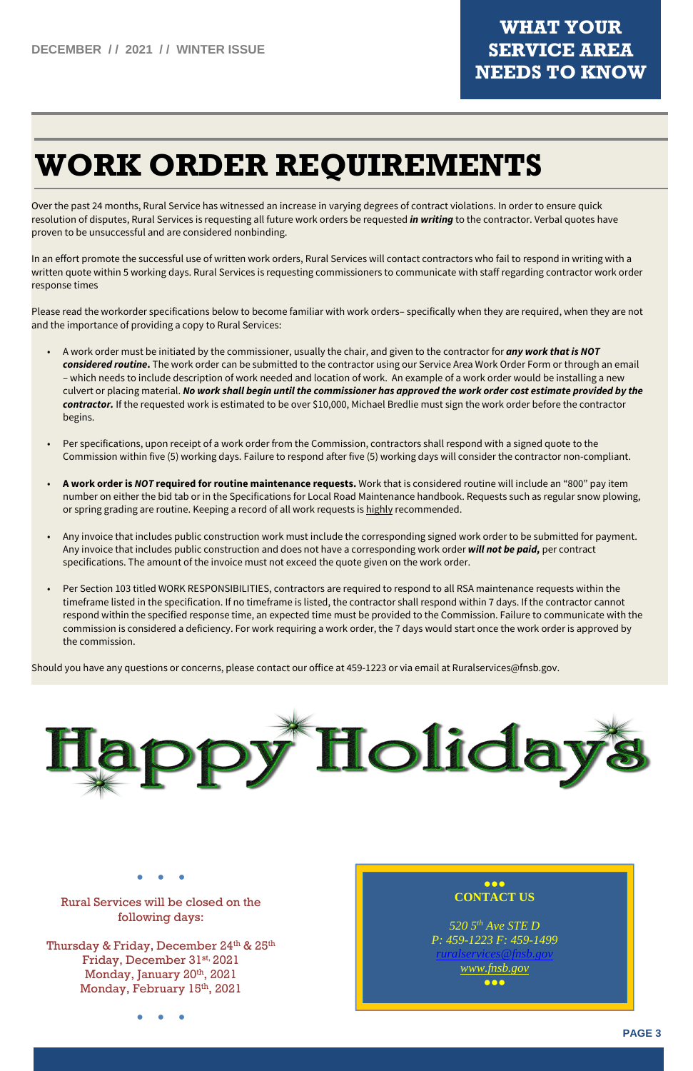# WORK ORDER REQUIREMENTS

Over the past 24 months, Rural Service has witnessed an increase in varying degrees of contract violations. In order to ensure quick resolution of disputes, Rural Services is requesting all future work orders be requested ***in writing*** to the contractor. Verbal quotes have proven to be unsuccessful and are considered nonbinding.

In an effort promote the successful use of written work orders, Rural Services will contact contractors who fail to respond in writing with a written quote within 5 working days. Rural Services is requesting commissioners to communicate with staff regarding contractor work order response times

Please read the workorder specifications below to become familiar with work orders– specifically when they are required, when they are not and the importance of providing a copy to Rural Services:

- A work order must be initiated by the commissioner, usually the chair, and given to the contractor for ***any work that is NOT considered routine***. The work order can be submitted to the contractor using our Service Area Work Order Form or through an email – which needs to include description of work needed and location of work. An example of a work order would be installing a new culvert or placing material. ***No work shall begin until the commissioner has approved the work order cost estimate provided by the contractor.*** If the requested work is estimated to be over $10,000, Michael Bredlie must sign the work order before the contractor begins.
- Per specifications, upon receipt of a work order from the Commission, contractors shall respond with a signed quote to the Commission within five (5) working days. Failure to respond after five (5) working days will consider the contractor non-compliant.
- **A work order is *NOT* required for routine maintenance requests.** Work that is considered routine will include an "800" pay item number on either the bid tab or in the Specifications for Local Road Maintenance handbook. Requests such as regular snow plowing, or spring grading are routine. Keeping a record of all work requests is highly recommended.
- Any invoice that includes public construction work must include the corresponding signed work order to be submitted for payment. Any invoice that includes public construction and does not have a corresponding work order ***will not be paid,*** per contract specifications. The amount of the invoice must not exceed the quote given on the work order.
- Per Section 103 titled WORK RESPONSIBILITIES, contractors are required to respond to all RSA maintenance requests within the timeframe listed in the specification. If no timeframe is listed, the contractor shall respond within 7 days. If the contractor cannot respond within the specified response time, an expected time must be provided to the Commission. Failure to communicate with the commission is considered a deficiency. For work requiring a work order, the 7 days would start once the work order is approved by the commission.

Should you have any questions or concerns, please contact our office at 459-1223 or via email at Ruralservices@fnsb.gov.

Happy Holidays

Rural Services will be closed on the following days:

Thursday & Friday, December 24th & 25th
Friday, December 31st, 2021
Monday, January 20th, 2021
Monday, February 15th, 2021

**CONTACT US**

*520 5th Ave STE D*
*P: 459-1223 F: 459-1499*
*ruralservices@fnsb.gov*
*www.fnsb.gov*